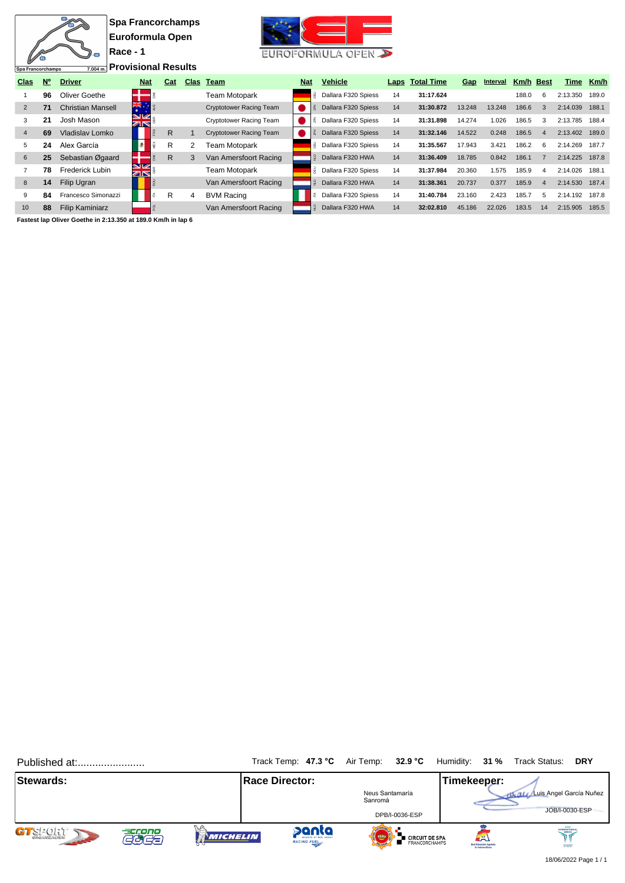# Spa Francorchamps
## Euroformula Open
## Race - 1
## Provisional Results

Spa Francorchamps 7.004 m.

EUROFORMULA OPEN

| Clas | Nº | Driver | Nat | Cat | Clas | Team | Nat | Vehicle | Laps | Total Time | Gap | Interval | Km/h | Best | Time | Km/h |
|---|---|---|---|---|---|---|---|---|---|---|---|---|---|---|---|---|
| 1 | 96 | Oliver Goethe | DNK | | | Team Motopark | DEU | Dallara F320 Spiess | 14 | 31:17.624 | | | 188.0 | 6 | 2:13.350 | 189.0 |
| 2 | 71 | Christian Mansell | AUS | | | Cryptotower Racing Team | JPN | Dallara F320 Spiess | 14 | 31:30.872 | 13.248 | 13.248 | 186.6 | 3 | 2:14.039 | 188.1 |
| 3 | 21 | Josh Mason | GBR | | | Cryptotower Racing Team | JPN | Dallara F320 Spiess | 14 | 31:31.898 | 14.274 | 1.026 | 186.5 | 3 | 2:13.785 | 188.4 |
| 4 | 69 | Vladislav Lomko | FRA | R | 1 | Cryptotower Racing Team | JPN | Dallara F320 Spiess | 14 | 31:32.146 | 14.522 | 0.248 | 186.5 | 4 | 2:13.402 | 189.0 |
| 5 | 24 | Alex García | MEX | R | 2 | Team Motopark | DEU | Dallara F320 Spiess | 14 | 31:35.567 | 17.943 | 3.421 | 186.2 | 6 | 2:14.269 | 187.7 |
| 6 | 25 | Sebastian Øgaard | DNK | R | 3 | Van Amersfoort Racing | NLD | Dallara F320 HWA | 14 | 31:36.409 | 18.785 | 0.842 | 186.1 | 7 | 2:14.225 | 187.8 |
| 7 | 78 | Frederick Lubin | GBR | | | Team Motopark | DEU | Dallara F320 Spiess | 14 | 31:37.984 | 20.360 | 1.575 | 185.9 | 4 | 2:14.026 | 188.1 |
| 8 | 14 | Filip Ugran | ROU | | | Van Amersfoort Racing | NLD | Dallara F320 HWA | 14 | 31:38.361 | 20.737 | 0.377 | 185.9 | 4 | 2:14.530 | 187.4 |
| 9 | 84 | Francesco Simonazzi | ITA | R | 4 | BVM Racing | ITA | Dallara F320 Spiess | 14 | 31:40.784 | 23.160 | 2.423 | 185.7 | 5 | 2:14.192 | 187.8 |
| 10 | 88 | Filip Kaminiarz | POL | | | Van Amersfoort Racing | NLD | Dallara F320 HWA | 14 | 32:02.810 | 45.186 | 22.026 | 183.5 | 14 | 2:15.905 | 185.5 |

**Fastest lap Oliver Goethe in 2:13.350 at 189.0 Km/h in lap 6**

Published at:......................

Track Temp: **47.3 °C** Air Temp: **32.9 °C** Humidity: **31 %** Track Status: **DRY**

| Stewards: | Race Director: | Timekeeper: |
|---|---|---|
| | Neus Santamaría Sanromà<br>DPB/I-0036-ESP | Luis Angel García Nuñez<br>JOB/I-0030-ESP |

18/06/2022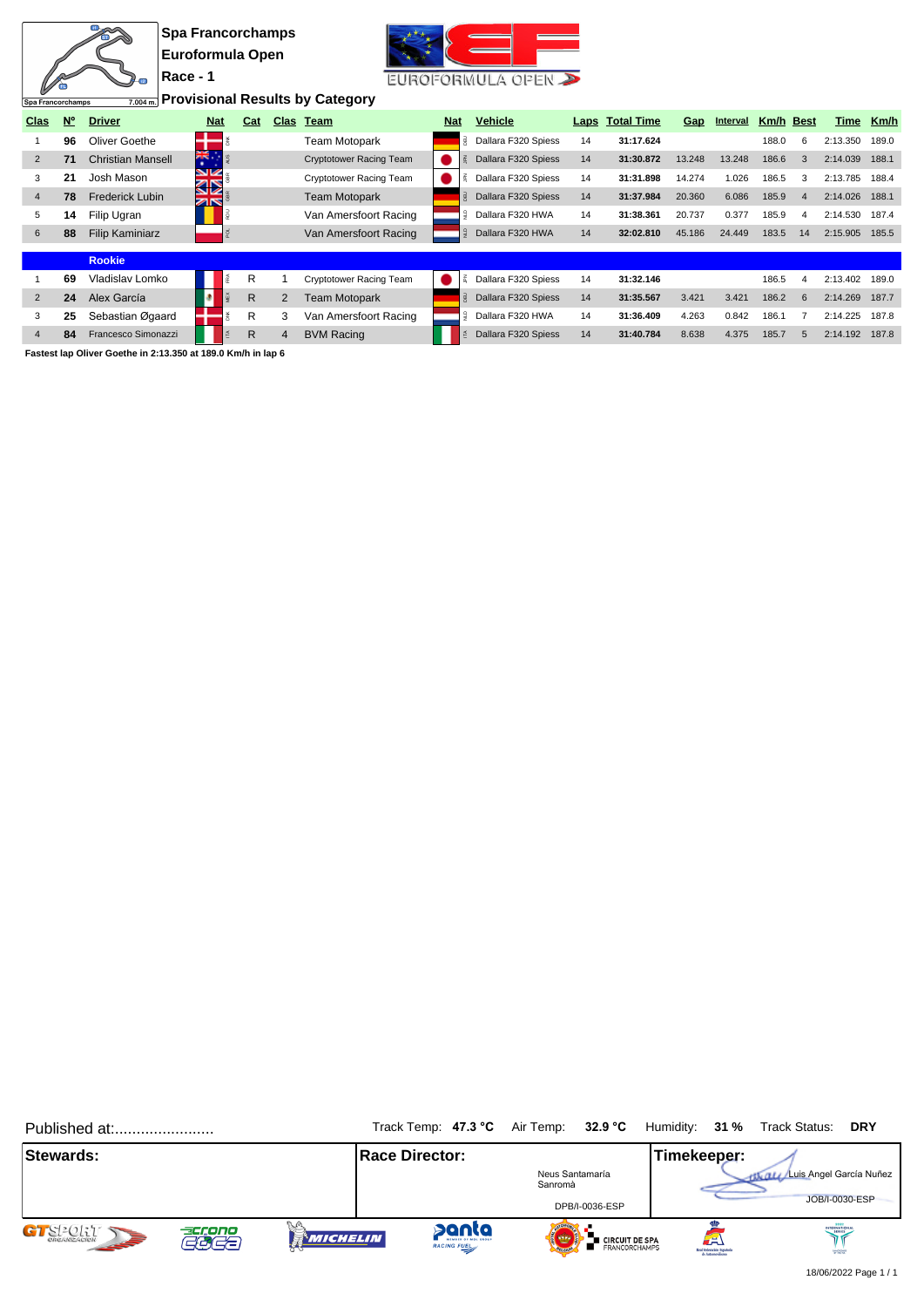Spa Francorchamps
7.004 m.

**Spa Francorchamps**
**Euroformula Open**
**Race - 1**
**Provisional Results by Category**

| Clas | Nº | Driver | Nat | Cat | Clas | Team | Nat | Vehicle | Laps | Total Time | Gap | Interval | Km/h | Best | Time | Km/h |
|---|---|---|---|---|---|---|---|---|---|---|---|---|---|---|---|---|
| 1 | 96 | Oliver Goethe | DNK | | | Team Motopark | DEU | Dallara F320 Spiess | 14 | 31:17.624 | | | 188.0 | 6 | 2:13.350 | 189.0 |
| 2 | 71 | Christian Mansell | AUS | | | Cryptotower Racing Team | JPN | Dallara F320 Spiess | 14 | 31:30.872 | 13.248 | 13.248 | 186.6 | 3 | 2:14.039 | 188.1 |
| 3 | 21 | Josh Mason | GBR | | | Cryptotower Racing Team | JPN | Dallara F320 Spiess | 14 | 31:31.898 | 14.274 | 1.026 | 186.5 | 3 | 2:13.785 | 188.4 |
| 4 | 78 | Frederick Lubin | GBR | | | Team Motopark | DEU | Dallara F320 Spiess | 14 | 31:37.984 | 20.360 | 6.086 | 185.9 | 4 | 2:14.026 | 188.1 |
| 5 | 14 | Filip Ugran | ROU | | | Van Amersfoort Racing | NLD | Dallara F320 HWA | 14 | 31:38.361 | 20.737 | 0.377 | 185.9 | 4 | 2:14.530 | 187.4 |
| 6 | 88 | Filip Kaminiarz | POL | | | Van Amersfoort Racing | NLD | Dallara F320 HWA | 14 | 32:02.810 | 45.186 | 24.449 | 183.5 | 14 | 2:15.905 | 185.5 |
| | | **Rookie** | | | | | | | | | | | | | | |
| 1 | 69 | Vladislav Lomko | FRA | R | 1 | Cryptotower Racing Team | JPN | Dallara F320 Spiess | 14 | 31:32.146 | | | 186.5 | 4 | 2:13.402 | 189.0 |
| 2 | 24 | Alex García | MEX | R | 2 | Team Motopark | DEU | Dallara F320 Spiess | 14 | 31:35.567 | 3.421 | 3.421 | 186.2 | 6 | 2:14.269 | 187.7 |
| 3 | 25 | Sebastian Øgaard | DNK | R | 3 | Van Amersfoort Racing | NLD | Dallara F320 HWA | 14 | 31:36.409 | 4.263 | 0.842 | 186.1 | 7 | 2:14.225 | 187.8 |
| 4 | 84 | Francesco Simonazzi | ITA | R | 4 | BVM Racing | ITA | Dallara F320 Spiess | 14 | 31:40.784 | 8.638 | 4.375 | 185.7 | 5 | 2:14.192 | 187.8 |

**Fastest lap Oliver Goethe in 2:13.350 at 189.0 Km/h in lap 6**

Published at:.......................

Track Temp: **47.3 °C** Air Temp: **32.9 °C** Humidity: **31 %** Track Status: **DRY**

| Stewards: | Race Director: | Timekeeper: |
|---|---|---|
| | Neus Santamaría Sanromà | Luis Angel García Nuñez |
| | DPB/I-0036-ESP | JOB/I-0030-ESP |

18/06/2022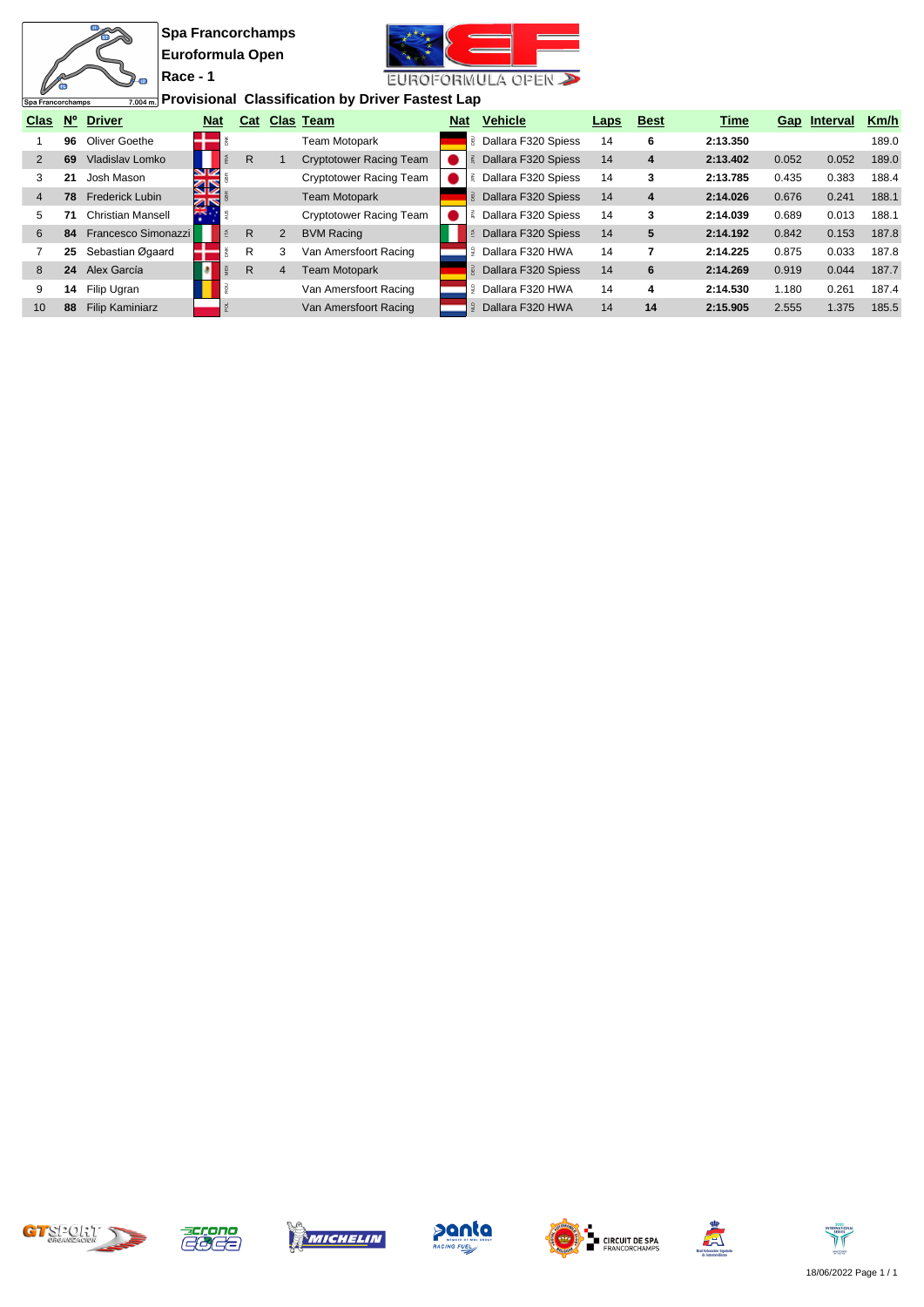**Spa Francorchamps**

**Euroformula Open**

**Race - 1**

Spa Francorchamps 7.004 m.

## Provisional Classification by Driver Fastest Lap

| Clas | Nº | Driver | Nat | Cat | Clas | Team | Nat | Vehicle | Laps | Best | Time | Gap | Interval | Km/h |
|---|---|---|---|---|---|---|---|---|---|---|---|---|---|---|
| 1 | **96** | Oliver Goethe | DNK | | | Team Motopark | DEU | Dallara F320 Spiess | 14 | **6** | **2:13.350** | | | 189.0 |
| 2 | **69** | Vladislav Lomko | FRA | R | 1 | Cryptotower Racing Team | JPN | Dallara F320 Spiess | 14 | **4** | **2:13.402** | 0.052 | 0.052 | 189.0 |
| 3 | **21** | Josh Mason | GBR | | | Cryptotower Racing Team | JPN | Dallara F320 Spiess | 14 | **3** | **2:13.785** | 0.435 | 0.383 | 188.4 |
| 4 | **78** | Frederick Lubin | GBR | | | Team Motopark | DEU | Dallara F320 Spiess | 14 | **4** | **2:14.026** | 0.676 | 0.241 | 188.1 |
| 5 | **71** | Christian Mansell | AUS | | | Cryptotower Racing Team | JPN | Dallara F320 Spiess | 14 | **3** | **2:14.039** | 0.689 | 0.013 | 188.1 |
| 6 | **84** | Francesco Simonazzi | ITA | R | 2 | BVM Racing | ITA | Dallara F320 Spiess | 14 | **5** | **2:14.192** | 0.842 | 0.153 | 187.8 |
| 7 | **25** | Sebastian Øgaard | DNK | R | 3 | Van Amersfoort Racing | NLD | Dallara F320 HWA | 14 | **7** | **2:14.225** | 0.875 | 0.033 | 187.8 |
| 8 | **24** | Alex García | MEX | R | 4 | Team Motopark | DEU | Dallara F320 Spiess | 14 | **6** | **2:14.269** | 0.919 | 0.044 | 187.7 |
| 9 | **14** | Filip Ugran | ROU | | | Van Amersfoort Racing | NLD | Dallara F320 HWA | 14 | **4** | **2:14.530** | 1.180 | 0.261 | 187.4 |
| 10 | **88** | Filip Kaminiarz | POL | | | Van Amersfoort Racing | NLD | Dallara F320 HWA | 14 | **14** | **2:15.905** | 2.555 | 1.375 | 185.5 |

18/06/2022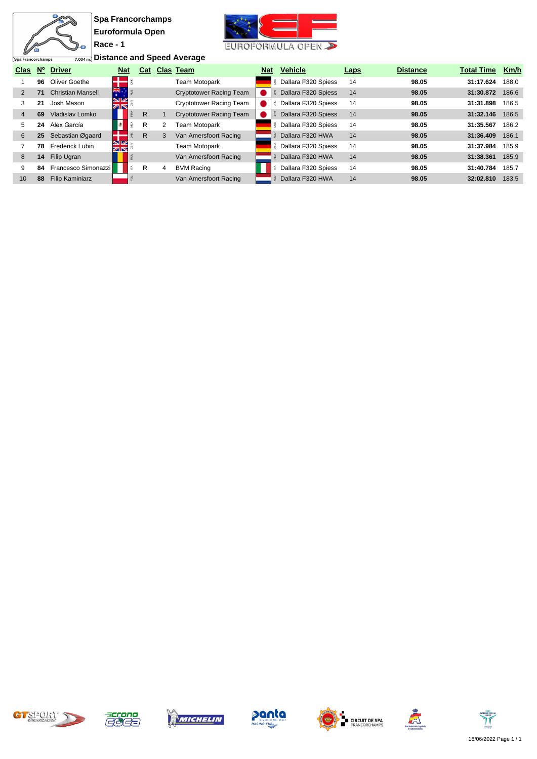# Spa Francorchamps

## Euroformula Open

### Race - 1

### Distance and Speed Average

Spa Francorchamps 7.004 m.

| Clas | Nº | Driver | Nat | Cat | Clas | Team | Nat | Vehicle | Laps | Distance | Total Time | Km/h |
|---|---|---|---|---|---|---|---|---|---|---|---|---|
| 1 | 96 | Oliver Goethe | DNK | | | Team Motopark | DEU | Dallara F320 Spiess | 14 | 98.05 | 31:17.624 | 188.0 |
| 2 | 71 | Christian Mansell | AUS | | | Cryptotower Racing Team | JPN | Dallara F320 Spiess | 14 | 98.05 | 31:30.872 | 186.6 |
| 3 | 21 | Josh Mason | GBR | | | Cryptotower Racing Team | JPN | Dallara F320 Spiess | 14 | 98.05 | 31:31.898 | 186.5 |
| 4 | 69 | Vladislav Lomko | FRA | R | 1 | Cryptotower Racing Team | JPN | Dallara F320 Spiess | 14 | 98.05 | 31:32.146 | 186.5 |
| 5 | 24 | Alex García | MEX | R | 2 | Team Motopark | DEU | Dallara F320 Spiess | 14 | 98.05 | 31:35.567 | 186.2 |
| 6 | 25 | Sebastian Øgaard | DNK | R | 3 | Van Amersfoort Racing | NLD | Dallara F320 HWA | 14 | 98.05 | 31:36.409 | 186.1 |
| 7 | 78 | Frederick Lubin | GBR | | | Team Motopark | DEU | Dallara F320 Spiess | 14 | 98.05 | 31:37.984 | 185.9 |
| 8 | 14 | Filip Ugran | ROU | | | Van Amersfoort Racing | NLD | Dallara F320 HWA | 14 | 98.05 | 31:38.361 | 185.9 |
| 9 | 84 | Francesco Simonazzi | ITA | R | 4 | BVM Racing | ITA | Dallara F320 Spiess | 14 | 98.05 | 31:40.784 | 185.7 |
| 10 | 88 | Filip Kaminiarz | POL | | | Van Amersfoort Racing | NLD | Dallara F320 HWA | 14 | 98.05 | 32:02.810 | 183.5 |

18/06/2022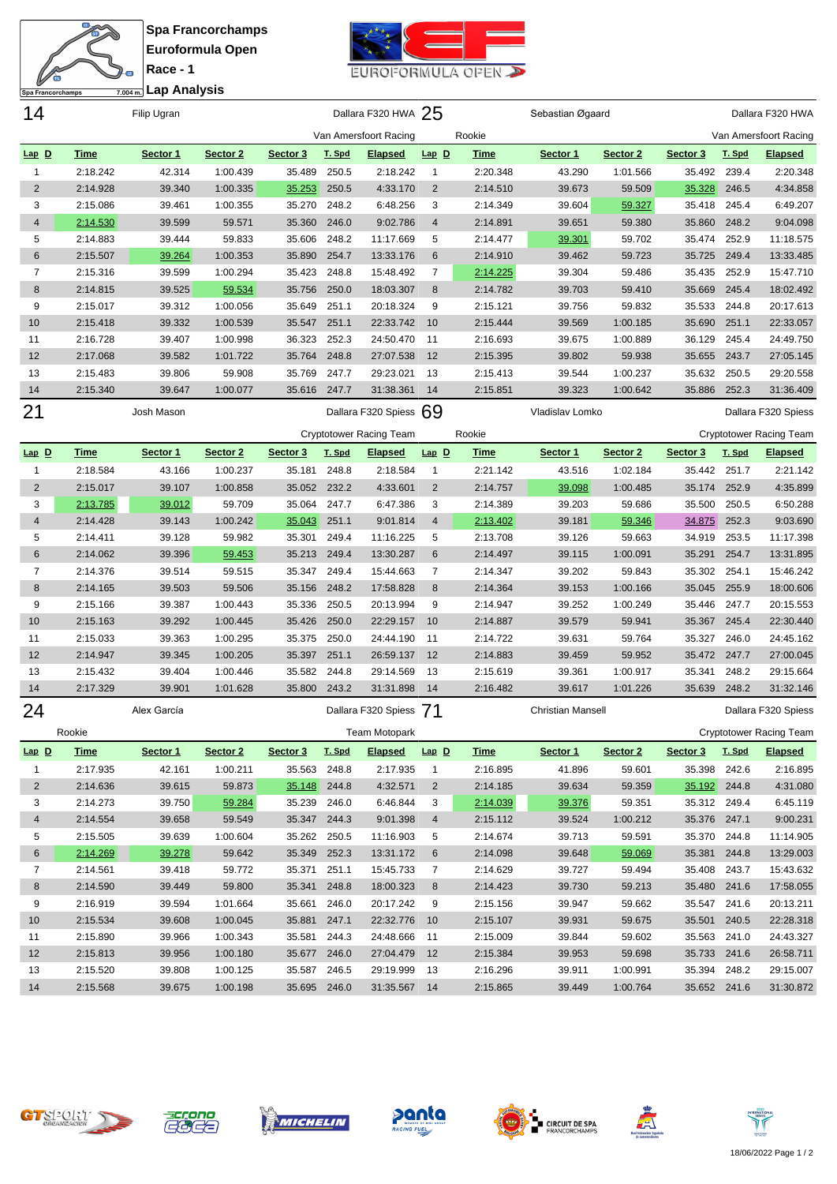# Spa Francorchamps
## Euroformula Open
### Race - 1
### Lap Analysis

Spa Francorchamps 7.004 m.

**14** Filip Ugran — Dallara F320 HWA — Van Amersfoort Racing

| Lap | D | Time | Sector 1 | Sector 2 | Sector 3 | T. Spd | Elapsed |
|---|---|---|---|---|---|---|---|
| 1 | | 2:18.242 | 42.314 | 1:00.439 | 35.489 | 250.5 | 2:18.242 |
| 2 | | 2:14.928 | 39.340 | 1:00.335 | 35.253 | 250.5 | 4:33.170 |
| 3 | | 2:15.086 | 39.461 | 1:00.355 | 35.270 | 248.2 | 6:48.256 |
| 4 | | 2:14.530 | 39.599 | 59.571 | 35.360 | 246.0 | 9:02.786 |
| 5 | | 2:14.883 | 39.444 | 59.833 | 35.606 | 248.2 | 11:17.669 |
| 6 | | 2:15.507 | 39.264 | 1:00.353 | 35.890 | 254.7 | 13:33.176 |
| 7 | | 2:15.316 | 39.599 | 1:00.294 | 35.423 | 248.8 | 15:48.492 |
| 8 | | 2:14.815 | 39.525 | 59.534 | 35.756 | 250.0 | 18:03.307 |
| 9 | | 2:15.017 | 39.312 | 1:00.056 | 35.649 | 251.1 | 20:18.324 |
| 10 | | 2:15.418 | 39.332 | 1:00.539 | 35.547 | 251.1 | 22:33.742 |
| 11 | | 2:16.728 | 39.407 | 1:00.998 | 36.323 | 252.3 | 24:50.470 |
| 12 | | 2:17.068 | 39.582 | 1:01.722 | 35.764 | 248.8 | 27:07.538 |
| 13 | | 2:15.483 | 39.806 | 59.908 | 35.769 | 247.7 | 29:23.021 |
| 14 | | 2:15.340 | 39.647 | 1:00.077 | 35.616 | 247.7 | 31:38.361 |

**25** Sebastian Øgaard — Dallara F320 HWA — Rookie — Van Amersfoort Racing

| Lap | D | Time | Sector 1 | Sector 2 | Sector 3 | T. Spd | Elapsed |
|---|---|---|---|---|---|---|---|
| 1 | | 2:20.348 | 43.290 | 1:01.566 | 35.492 | 239.4 | 2:20.348 |
| 2 | | 2:14.510 | 39.673 | 59.509 | 35.328 | 246.5 | 4:34.858 |
| 3 | | 2:14.349 | 39.604 | 59.327 | 35.418 | 245.4 | 6:49.207 |
| 4 | | 2:14.891 | 39.651 | 59.380 | 35.860 | 248.2 | 9:04.098 |
| 5 | | 2:14.477 | 39.301 | 59.702 | 35.474 | 252.9 | 11:18.575 |
| 6 | | 2:14.910 | 39.462 | 59.723 | 35.725 | 249.4 | 13:33.485 |
| 7 | | 2:14.225 | 39.304 | 59.486 | 35.435 | 252.9 | 15:47.710 |
| 8 | | 2:14.782 | 39.703 | 59.410 | 35.669 | 245.4 | 18:02.492 |
| 9 | | 2:15.121 | 39.756 | 59.832 | 35.533 | 244.8 | 20:17.613 |
| 10 | | 2:15.444 | 39.569 | 1:00.185 | 35.690 | 251.1 | 22:33.057 |
| 11 | | 2:16.693 | 39.675 | 1:00.889 | 36.129 | 245.4 | 24:49.750 |
| 12 | | 2:15.395 | 39.802 | 59.938 | 35.655 | 243.7 | 27:05.145 |
| 13 | | 2:15.413 | 39.544 | 1:00.237 | 35.632 | 250.5 | 29:20.558 |
| 14 | | 2:15.851 | 39.323 | 1:00.642 | 35.886 | 252.3 | 31:36.409 |

**21** Josh Mason — Dallara F320 Spiess — Cryptotower Racing Team

| Lap | D | Time | Sector 1 | Sector 2 | Sector 3 | T. Spd | Elapsed |
|---|---|---|---|---|---|---|---|
| 1 | | 2:18.584 | 43.166 | 1:00.237 | 35.181 | 248.8 | 2:18.584 |
| 2 | | 2:15.017 | 39.107 | 1:00.858 | 35.052 | 232.2 | 4:33.601 |
| 3 | | 2:13.785 | 39.012 | 59.709 | 35.064 | 247.7 | 6:47.386 |
| 4 | | 2:14.428 | 39.143 | 1:00.242 | 35.043 | 251.1 | 9:01.814 |
| 5 | | 2:14.411 | 39.128 | 59.982 | 35.301 | 249.4 | 11:16.225 |
| 6 | | 2:14.062 | 39.396 | 59.453 | 35.213 | 249.4 | 13:30.287 |
| 7 | | 2:14.376 | 39.514 | 59.515 | 35.347 | 249.4 | 15:44.663 |
| 8 | | 2:14.165 | 39.503 | 59.506 | 35.156 | 248.2 | 17:58.828 |
| 9 | | 2:15.166 | 39.387 | 1:00.443 | 35.336 | 250.5 | 20:13.994 |
| 10 | | 2:15.163 | 39.292 | 1:00.445 | 35.426 | 250.0 | 22:29.157 |
| 11 | | 2:15.033 | 39.363 | 1:00.295 | 35.375 | 250.0 | 24:44.190 |
| 12 | | 2:14.947 | 39.345 | 1:00.205 | 35.397 | 251.1 | 26:59.137 |
| 13 | | 2:15.432 | 39.404 | 1:00.446 | 35.582 | 244.8 | 29:14.569 |
| 14 | | 2:17.329 | 39.901 | 1:01.628 | 35.800 | 243.2 | 31:31.898 |

**69** Vladislav Lomko — Dallara F320 Spiess — Rookie — Cryptotower Racing Team

| Lap | D | Time | Sector 1 | Sector 2 | Sector 3 | T. Spd | Elapsed |
|---|---|---|---|---|---|---|---|
| 1 | | 2:21.142 | 43.516 | 1:02.184 | 35.442 | 251.7 | 2:21.142 |
| 2 | | 2:14.757 | 39.098 | 1:00.485 | 35.174 | 252.9 | 4:35.899 |
| 3 | | 2:14.389 | 39.203 | 59.686 | 35.500 | 250.5 | 6:50.288 |
| 4 | | 2:13.402 | 39.181 | 59.346 | 34.875 | 252.3 | 9:03.690 |
| 5 | | 2:13.708 | 39.126 | 59.663 | 34.919 | 253.5 | 11:17.398 |
| 6 | | 2:14.497 | 39.115 | 1:00.091 | 35.291 | 254.7 | 13:31.895 |
| 7 | | 2:14.347 | 39.202 | 59.843 | 35.302 | 254.1 | 15:46.242 |
| 8 | | 2:14.364 | 39.153 | 1:00.166 | 35.045 | 255.9 | 18:00.606 |
| 9 | | 2:14.947 | 39.252 | 1:00.249 | 35.446 | 247.7 | 20:15.553 |
| 10 | | 2:14.887 | 39.579 | 59.941 | 35.367 | 245.4 | 22:30.440 |
| 11 | | 2:14.722 | 39.631 | 59.764 | 35.327 | 246.0 | 24:45.162 |
| 12 | | 2:14.883 | 39.459 | 59.952 | 35.472 | 247.7 | 27:00.045 |
| 13 | | 2:15.619 | 39.361 | 1:00.917 | 35.341 | 248.2 | 29:15.664 |
| 14 | | 2:16.482 | 39.617 | 1:01.226 | 35.639 | 248.2 | 31:32.146 |

**24** Alex García — Dallara F320 Spiess — Rookie — Team Motopark

| Lap | D | Time | Sector 1 | Sector 2 | Sector 3 | T. Spd | Elapsed |
|---|---|---|---|---|---|---|---|
| 1 | | 2:17.935 | 42.161 | 1:00.211 | 35.563 | 248.8 | 2:17.935 |
| 2 | | 2:14.636 | 39.615 | 59.873 | 35.148 | 244.8 | 4:32.571 |
| 3 | | 2:14.273 | 39.750 | 59.284 | 35.239 | 246.0 | 6:46.844 |
| 4 | | 2:14.554 | 39.658 | 59.549 | 35.347 | 244.3 | 9:01.398 |
| 5 | | 2:15.505 | 39.639 | 1:00.604 | 35.262 | 250.5 | 11:16.903 |
| 6 | | 2:14.269 | 39.278 | 59.642 | 35.349 | 252.3 | 13:31.172 |
| 7 | | 2:14.561 | 39.418 | 59.772 | 35.371 | 251.1 | 15:45.733 |
| 8 | | 2:14.590 | 39.449 | 59.800 | 35.341 | 248.8 | 18:00.323 |
| 9 | | 2:16.919 | 39.594 | 1:01.664 | 35.661 | 246.0 | 20:17.242 |
| 10 | | 2:15.534 | 39.608 | 1:00.045 | 35.881 | 247.1 | 22:32.776 |
| 11 | | 2:15.890 | 39.966 | 1:00.343 | 35.581 | 244.3 | 24:48.666 |
| 12 | | 2:15.813 | 39.956 | 1:00.180 | 35.677 | 246.0 | 27:04.479 |
| 13 | | 2:15.520 | 39.808 | 1:00.125 | 35.587 | 246.5 | 29:19.999 |
| 14 | | 2:15.568 | 39.675 | 1:00.198 | 35.695 | 246.0 | 31:35.567 |

**71** Christian Mansell — Dallara F320 Spiess — Cryptotower Racing Team

| Lap | D | Time | Sector 1 | Sector 2 | Sector 3 | T. Spd | Elapsed |
|---|---|---|---|---|---|---|---|
| 1 | | 2:16.895 | 41.896 | 59.601 | 35.398 | 242.6 | 2:16.895 |
| 2 | | 2:14.185 | 39.634 | 59.359 | 35.192 | 244.8 | 4:31.080 |
| 3 | | 2:14.039 | 39.376 | 59.351 | 35.312 | 249.4 | 6:45.119 |
| 4 | | 2:15.112 | 39.524 | 1:00.212 | 35.376 | 247.1 | 9:00.231 |
| 5 | | 2:14.674 | 39.713 | 59.591 | 35.370 | 244.8 | 11:14.905 |
| 6 | | 2:14.098 | 39.648 | 59.069 | 35.381 | 244.8 | 13:29.003 |
| 7 | | 2:14.629 | 39.727 | 59.494 | 35.408 | 243.7 | 15:43.632 |
| 8 | | 2:14.423 | 39.730 | 59.213 | 35.480 | 241.6 | 17:58.055 |
| 9 | | 2:15.156 | 39.947 | 59.662 | 35.547 | 241.6 | 20:13.211 |
| 10 | | 2:15.107 | 39.931 | 59.675 | 35.501 | 240.5 | 22:28.318 |
| 11 | | 2:15.009 | 39.844 | 59.602 | 35.563 | 241.0 | 24:43.327 |
| 12 | | 2:15.384 | 39.953 | 59.698 | 35.733 | 241.6 | 26:58.711 |
| 13 | | 2:16.296 | 39.911 | 1:00.991 | 35.394 | 248.2 | 29:15.007 |
| 14 | | 2:15.865 | 39.449 | 1:00.764 | 35.652 | 241.6 | 31:30.872 |

18/06/2022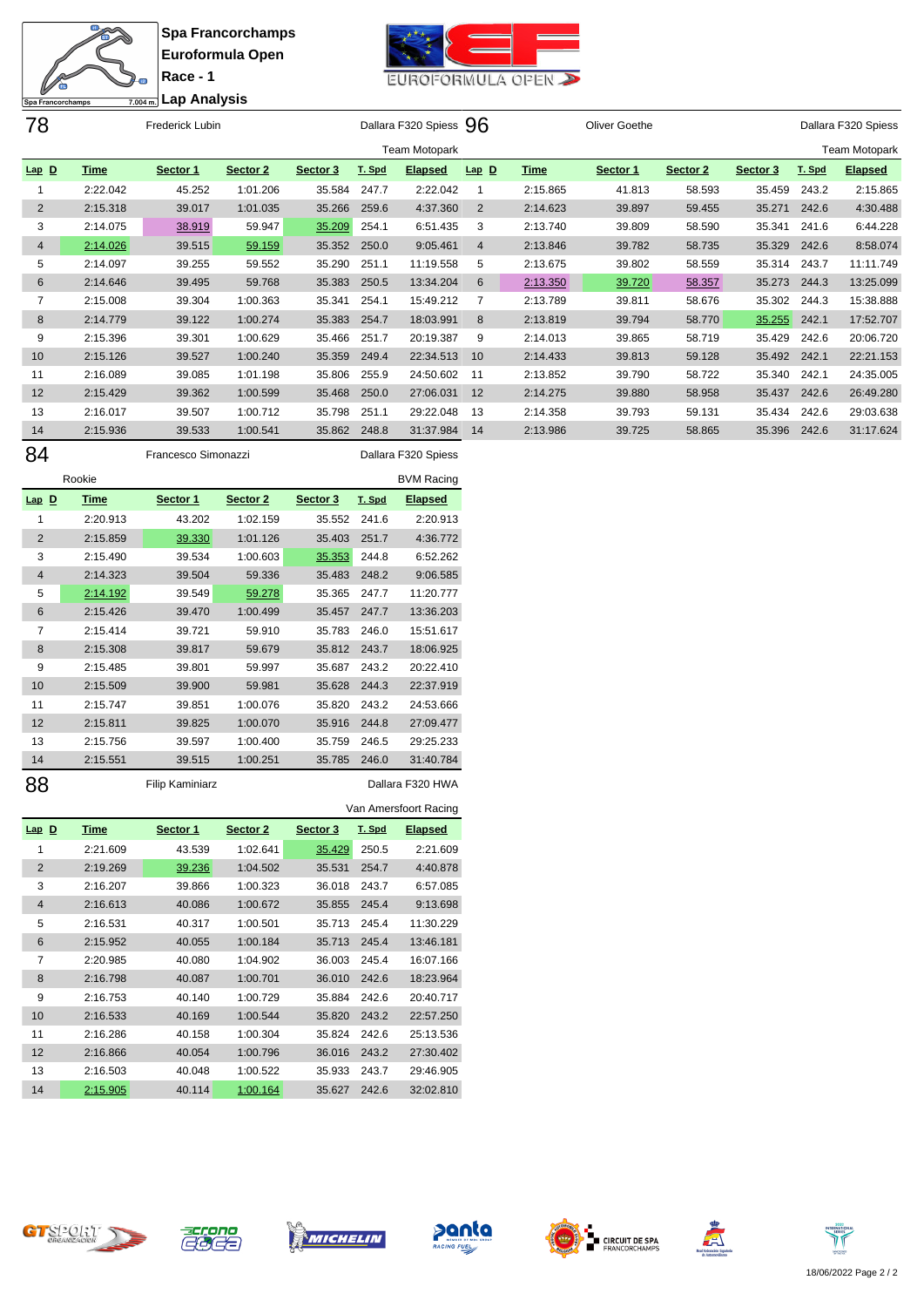# Spa Francorchamps Euroformula Open

## Race - 1

## Lap Analysis

### 78 — Frederick Lubin — Dallara F320 Spiess — Team Motopark

| Lap | D | Time | Sector 1 | Sector 2 | Sector 3 | T. Spd | Elapsed |
|---|---|---|---|---|---|---|---|
| 1 | | 2:22.042 | 45.252 | 1:01.206 | 35.584 | 247.7 | 2:22.042 |
| 2 | | 2:15.318 | 39.017 | 1:01.035 | 35.266 | 259.6 | 4:37.360 |
| 3 | | 2:14.075 | 38.919 | 59.947 | 35.209 | 254.1 | 6:51.435 |
| 4 | | 2:14.026 | 39.515 | 59.159 | 35.352 | 250.0 | 9:05.461 |
| 5 | | 2:14.097 | 39.255 | 59.552 | 35.290 | 251.1 | 11:19.558 |
| 6 | | 2:14.646 | 39.495 | 59.768 | 35.383 | 250.5 | 13:34.204 |
| 7 | | 2:15.008 | 39.304 | 1:00.363 | 35.341 | 254.1 | 15:49.212 |
| 8 | | 2:14.779 | 39.122 | 1:00.274 | 35.383 | 254.7 | 18:03.991 |
| 9 | | 2:15.396 | 39.301 | 1:00.629 | 35.466 | 251.7 | 20:19.387 |
| 10 | | 2:15.126 | 39.527 | 1:00.240 | 35.359 | 249.4 | 22:34.513 |
| 11 | | 2:16.089 | 39.085 | 1:01.198 | 35.806 | 255.9 | 24:50.602 |
| 12 | | 2:15.429 | 39.362 | 1:00.599 | 35.468 | 250.0 | 27:06.031 |
| 13 | | 2:16.017 | 39.507 | 1:00.712 | 35.798 | 251.1 | 29:22.048 |
| 14 | | 2:15.936 | 39.533 | 1:00.541 | 35.862 | 248.8 | 31:37.984 |

### 96 — Oliver Goethe — Dallara F320 Spiess — Team Motopark

| Lap | D | Time | Sector 1 | Sector 2 | Sector 3 | T. Spd | Elapsed |
|---|---|---|---|---|---|---|---|
| 1 | | 2:15.865 | 41.813 | 58.593 | 35.459 | 243.2 | 2:15.865 |
| 2 | | 2:14.623 | 39.897 | 59.455 | 35.271 | 242.6 | 4:30.488 |
| 3 | | 2:13.740 | 39.809 | 58.590 | 35.341 | 241.6 | 6:44.228 |
| 4 | | 2:13.846 | 39.782 | 58.735 | 35.329 | 242.6 | 8:58.074 |
| 5 | | 2:13.675 | 39.802 | 58.559 | 35.314 | 243.7 | 11:11.749 |
| 6 | | 2:13.350 | 39.720 | 58.357 | 35.273 | 244.3 | 13:25.099 |
| 7 | | 2:13.789 | 39.811 | 58.676 | 35.302 | 244.3 | 15:38.888 |
| 8 | | 2:13.819 | 39.794 | 58.770 | 35.255 | 242.1 | 17:52.707 |
| 9 | | 2:14.013 | 39.865 | 58.719 | 35.429 | 242.6 | 20:06.720 |
| 10 | | 2:14.433 | 39.813 | 59.128 | 35.492 | 242.1 | 22:21.153 |
| 11 | | 2:13.852 | 39.790 | 58.722 | 35.340 | 242.1 | 24:35.005 |
| 12 | | 2:14.275 | 39.880 | 58.958 | 35.437 | 242.6 | 26:49.280 |
| 13 | | 2:14.358 | 39.793 | 59.131 | 35.434 | 242.6 | 29:03.638 |
| 14 | | 2:13.986 | 39.725 | 58.865 | 35.396 | 242.6 | 31:17.624 |

### 84 — Francesco Simonazzi — Dallara F320 Spiess — Rookie — BVM Racing

| Lap | D | Time | Sector 1 | Sector 2 | Sector 3 | T. Spd | Elapsed |
|---|---|---|---|---|---|---|---|
| 1 | | 2:20.913 | 43.202 | 1:02.159 | 35.552 | 241.6 | 2:20.913 |
| 2 | | 2:15.859 | 39.330 | 1:01.126 | 35.403 | 251.7 | 4:36.772 |
| 3 | | 2:15.490 | 39.534 | 1:00.603 | 35.353 | 244.8 | 6:52.262 |
| 4 | | 2:14.323 | 39.504 | 59.336 | 35.483 | 248.2 | 9:06.585 |
| 5 | | 2:14.192 | 39.549 | 59.278 | 35.365 | 247.7 | 11:20.777 |
| 6 | | 2:15.426 | 39.470 | 1:00.499 | 35.457 | 247.7 | 13:36.203 |
| 7 | | 2:15.414 | 39.721 | 59.910 | 35.783 | 246.0 | 15:51.617 |
| 8 | | 2:15.308 | 39.817 | 59.679 | 35.812 | 243.7 | 18:06.925 |
| 9 | | 2:15.485 | 39.801 | 59.997 | 35.687 | 243.2 | 20:22.410 |
| 10 | | 2:15.509 | 39.900 | 59.981 | 35.628 | 244.3 | 22:37.919 |
| 11 | | 2:15.747 | 39.851 | 1:00.076 | 35.820 | 243.2 | 24:53.666 |
| 12 | | 2:15.811 | 39.825 | 1:00.070 | 35.916 | 244.8 | 27:09.477 |
| 13 | | 2:15.756 | 39.597 | 1:00.400 | 35.759 | 246.5 | 29:25.233 |
| 14 | | 2:15.551 | 39.515 | 1:00.251 | 35.785 | 246.0 | 31:40.784 |

### 88 — Filip Kaminiarz — Dallara F320 HWA — Van Amersfoort Racing

| Lap | D | Time | Sector 1 | Sector 2 | Sector 3 | T. Spd | Elapsed |
|---|---|---|---|---|---|---|---|
| 1 | | 2:21.609 | 43.539 | 1:02.641 | 35.429 | 250.5 | 2:21.609 |
| 2 | | 2:19.269 | 39.236 | 1:04.502 | 35.531 | 254.7 | 4:40.878 |
| 3 | | 2:16.207 | 39.866 | 1:00.323 | 36.018 | 243.7 | 6:57.085 |
| 4 | | 2:16.613 | 40.086 | 1:00.672 | 35.855 | 245.4 | 9:13.698 |
| 5 | | 2:16.531 | 40.317 | 1:00.501 | 35.713 | 245.4 | 11:30.229 |
| 6 | | 2:15.952 | 40.055 | 1:00.184 | 35.713 | 245.4 | 13:46.181 |
| 7 | | 2:20.985 | 40.080 | 1:04.902 | 36.003 | 245.4 | 16:07.166 |
| 8 | | 2:16.798 | 40.087 | 1:00.701 | 36.010 | 242.6 | 18:23.964 |
| 9 | | 2:16.753 | 40.140 | 1:00.729 | 35.884 | 242.6 | 20:40.717 |
| 10 | | 2:16.533 | 40.169 | 1:00.544 | 35.820 | 243.2 | 22:57.250 |
| 11 | | 2:16.286 | 40.158 | 1:00.304 | 35.824 | 242.6 | 25:13.536 |
| 12 | | 2:16.866 | 40.054 | 1:00.796 | 36.016 | 243.2 | 27:30.402 |
| 13 | | 2:16.503 | 40.048 | 1:00.522 | 35.933 | 243.7 | 29:46.905 |
| 14 | | 2:15.905 | 40.114 | 1:00.164 | 35.627 | 242.6 | 32:02.810 |

18/06/2022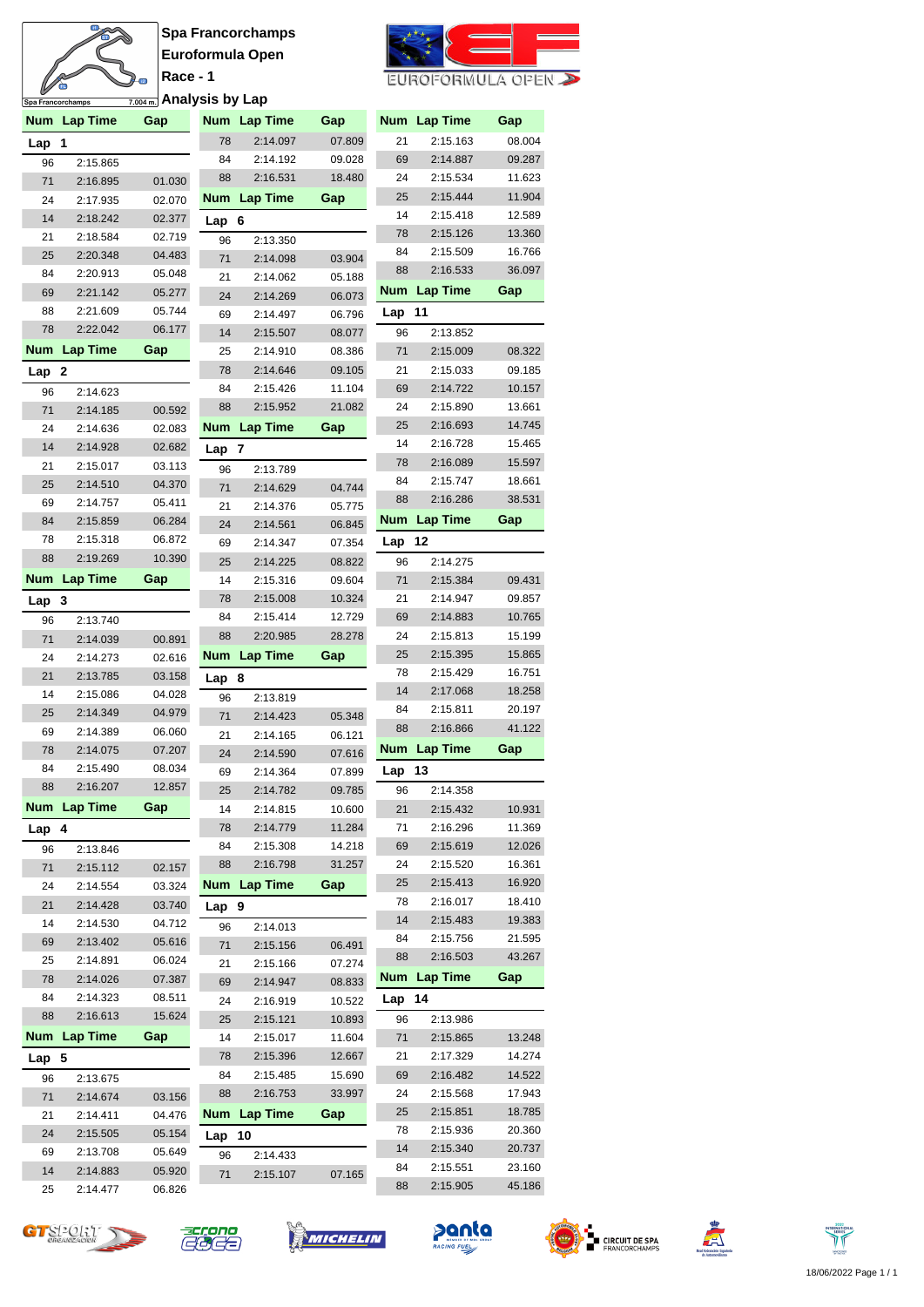# Spa Francorchamps

## Euroformula Open

## Race - 1

## Analysis by Lap

### Lap 1

| Num | Lap Time | Gap |
|---|---|---|
| 96 | 2:15.865 | |
| 71 | 2:16.895 | 01.030 |
| 24 | 2:17.935 | 02.070 |
| 14 | 2:18.242 | 02.377 |
| 21 | 2:18.584 | 02.719 |
| 25 | 2:20.348 | 04.483 |
| 84 | 2:20.913 | 05.048 |
| 69 | 2:21.142 | 05.277 |
| 88 | 2:21.609 | 05.744 |
| 78 | 2:22.042 | 06.177 |

### Lap 2

| Num | Lap Time | Gap |
|---|---|---|
| 96 | 2:14.623 | |
| 71 | 2:14.185 | 00.592 |
| 24 | 2:14.636 | 02.083 |
| 14 | 2:14.928 | 02.682 |
| 21 | 2:15.017 | 03.113 |
| 25 | 2:14.510 | 04.370 |
| 69 | 2:14.757 | 05.411 |
| 84 | 2:15.859 | 06.284 |
| 78 | 2:15.318 | 06.872 |
| 88 | 2:19.269 | 10.390 |

### Lap 3

| Num | Lap Time | Gap |
|---|---|---|
| 96 | 2:13.740 | |
| 71 | 2:14.039 | 00.891 |
| 24 | 2:14.273 | 02.616 |
| 21 | 2:13.785 | 03.158 |
| 14 | 2:15.086 | 04.028 |
| 25 | 2:14.349 | 04.979 |
| 69 | 2:14.389 | 06.060 |
| 78 | 2:14.075 | 07.207 |
| 84 | 2:15.490 | 08.034 |
| 88 | 2:16.207 | 12.857 |

### Lap 4

| Num | Lap Time | Gap |
|---|---|---|
| 96 | 2:13.846 | |
| 71 | 2:15.112 | 02.157 |
| 24 | 2:14.554 | 03.324 |
| 21 | 2:14.428 | 03.740 |
| 14 | 2:14.530 | 04.712 |
| 69 | 2:13.402 | 05.616 |
| 25 | 2:14.891 | 06.024 |
| 78 | 2:14.026 | 07.387 |
| 84 | 2:14.323 | 08.511 |
| 88 | 2:16.613 | 15.624 |

### Lap 5

| Num | Lap Time | Gap |
|---|---|---|
| 96 | 2:13.675 | |
| 71 | 2:14.674 | 03.156 |
| 21 | 2:14.411 | 04.476 |
| 24 | 2:15.505 | 05.154 |
| 69 | 2:13.708 | 05.649 |
| 14 | 2:14.883 | 05.920 |
| 25 | 2:14.477 | 06.826 |
| 78 | 2:14.097 | 07.809 |
| 84 | 2:14.192 | 09.028 |
| 88 | 2:16.531 | 18.480 |

### Lap 6

| Num | Lap Time | Gap |
|---|---|---|
| 96 | 2:13.350 | |
| 71 | 2:14.098 | 03.904 |
| 21 | 2:14.062 | 05.188 |
| 24 | 2:14.269 | 06.073 |
| 69 | 2:14.497 | 06.796 |
| 14 | 2:15.507 | 08.077 |
| 25 | 2:14.910 | 08.386 |
| 78 | 2:14.646 | 09.105 |
| 84 | 2:15.426 | 11.104 |
| 88 | 2:15.952 | 21.082 |

### Lap 7

| Num | Lap Time | Gap |
|---|---|---|
| 96 | 2:13.789 | |
| 71 | 2:14.629 | 04.744 |
| 21 | 2:14.376 | 05.775 |
| 24 | 2:14.561 | 06.845 |
| 69 | 2:14.347 | 07.354 |
| 25 | 2:14.225 | 08.822 |
| 14 | 2:15.316 | 09.604 |
| 78 | 2:15.008 | 10.324 |
| 84 | 2:15.414 | 12.729 |
| 88 | 2:20.985 | 28.278 |

### Lap 8

| Num | Lap Time | Gap |
|---|---|---|
| 96 | 2:13.819 | |
| 71 | 2:14.423 | 05.348 |
| 21 | 2:14.165 | 06.121 |
| 24 | 2:14.590 | 07.616 |
| 69 | 2:14.364 | 07.899 |
| 25 | 2:14.782 | 09.785 |
| 14 | 2:14.815 | 10.600 |
| 78 | 2:14.779 | 11.284 |
| 84 | 2:15.308 | 14.218 |
| 88 | 2:16.798 | 31.257 |

### Lap 9

| Num | Lap Time | Gap |
|---|---|---|
| 96 | 2:14.013 | |
| 71 | 2:15.156 | 06.491 |
| 21 | 2:15.166 | 07.274 |
| 69 | 2:14.947 | 08.833 |
| 24 | 2:16.919 | 10.522 |
| 25 | 2:15.121 | 10.893 |
| 14 | 2:15.017 | 11.604 |
| 78 | 2:15.396 | 12.667 |
| 84 | 2:15.485 | 15.690 |
| 88 | 2:16.753 | 33.997 |

### Lap 10

| Num | Lap Time | Gap |
|---|---|---|
| 96 | 2:14.433 | |
| 71 | 2:15.107 | 07.165 |
| 21 | 2:15.163 | 08.004 |
| 69 | 2:14.887 | 09.287 |
| 24 | 2:15.534 | 11.623 |
| 25 | 2:15.444 | 11.904 |
| 14 | 2:15.418 | 12.589 |
| 78 | 2:15.126 | 13.360 |
| 84 | 2:15.509 | 16.766 |
| 88 | 2:16.533 | 36.097 |

### Lap 11

| Num | Lap Time | Gap |
|---|---|---|
| 96 | 2:13.852 | |
| 71 | 2:15.009 | 08.322 |
| 21 | 2:15.033 | 09.185 |
| 69 | 2:14.722 | 10.157 |
| 24 | 2:15.890 | 13.661 |
| 25 | 2:16.693 | 14.745 |
| 14 | 2:16.728 | 15.465 |
| 78 | 2:16.089 | 15.597 |
| 84 | 2:15.747 | 18.661 |
| 88 | 2:16.286 | 38.531 |

### Lap 12

| Num | Lap Time | Gap |
|---|---|---|
| 96 | 2:14.275 | |
| 71 | 2:15.384 | 09.431 |
| 21 | 2:14.947 | 09.857 |
| 69 | 2:14.883 | 10.765 |
| 24 | 2:15.813 | 15.199 |
| 25 | 2:15.395 | 15.865 |
| 78 | 2:15.429 | 16.751 |
| 14 | 2:17.068 | 18.258 |
| 84 | 2:15.811 | 20.197 |
| 88 | 2:16.866 | 41.122 |

### Lap 13

| Num | Lap Time | Gap |
|---|---|---|
| 96 | 2:14.358 | |
| 21 | 2:15.432 | 10.931 |
| 71 | 2:16.296 | 11.369 |
| 69 | 2:15.619 | 12.026 |
| 24 | 2:15.520 | 16.361 |
| 25 | 2:15.413 | 16.920 |
| 78 | 2:16.017 | 18.410 |
| 14 | 2:15.483 | 19.383 |
| 84 | 2:15.756 | 21.595 |
| 88 | 2:16.503 | 43.267 |

### Lap 14

| Num | Lap Time | Gap |
|---|---|---|
| 96 | 2:13.986 | |
| 71 | 2:15.865 | 13.248 |
| 21 | 2:17.329 | 14.274 |
| 69 | 2:16.482 | 14.522 |
| 24 | 2:15.568 | 17.943 |
| 25 | 2:15.851 | 18.785 |
| 78 | 2:15.936 | 20.360 |
| 14 | 2:15.340 | 20.737 |
| 84 | 2:15.551 | 23.160 |
| 88 | 2:15.905 | 45.186 |

18/06/2022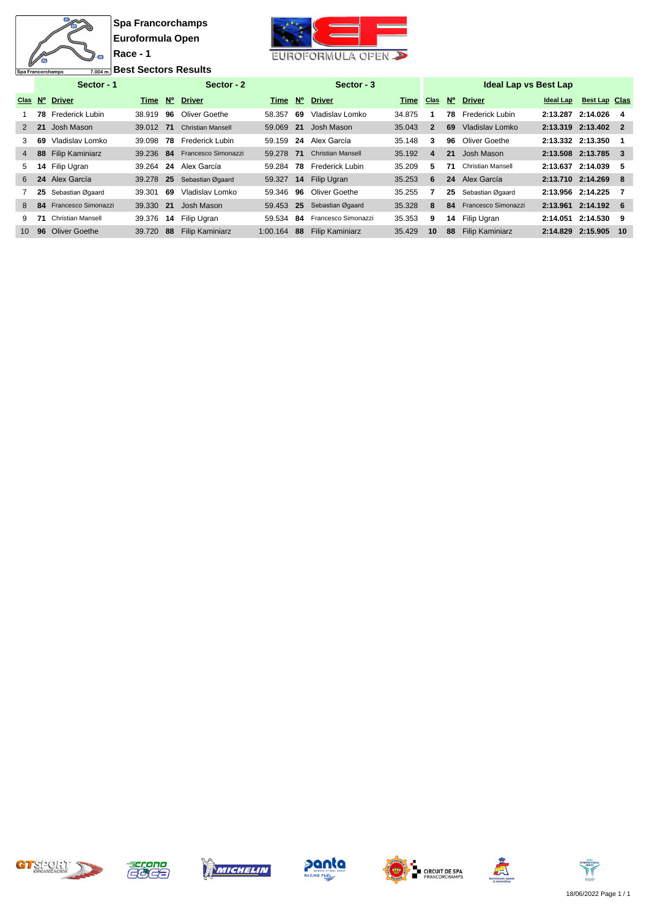# Spa Francorchamps

## Euroformula Open

## Race - 1

## Best Sectors Results

Spa Francorchamps 7.004 m.

| Sector - 1 | | | | Sector - 2 | | | Sector - 3 | | | Ideal Lap vs Best Lap | | | | | |
|---|---|---|---|---|---|---|---|---|---|---|---|---|---|---|---|
| Clas | Nº | Driver | Time | Nº | Driver | Time | Nº | Driver | Time | Clas | Nº | Driver | Ideal Lap | Best Lap | Clas |
| 1 | 78 | Frederick Lubin | 38.919 | 96 | Oliver Goethe | 58.357 | 69 | Vladislav Lomko | 34.875 | 1 | 78 | Frederick Lubin | 2:13.287 | 2:14.026 | 4 |
| 2 | 21 | Josh Mason | 39.012 | 71 | Christian Mansell | 59.069 | 21 | Josh Mason | 35.043 | 2 | 69 | Vladislav Lomko | 2:13.319 | 2:13.402 | 2 |
| 3 | 69 | Vladislav Lomko | 39.098 | 78 | Frederick Lubin | 59.159 | 24 | Alex García | 35.148 | 3 | 96 | Oliver Goethe | 2:13.332 | 2:13.350 | 1 |
| 4 | 88 | Filip Kaminiarz | 39.236 | 84 | Francesco Simonazzi | 59.278 | 71 | Christian Mansell | 35.192 | 4 | 21 | Josh Mason | 2:13.508 | 2:13.785 | 3 |
| 5 | 14 | Filip Ugran | 39.264 | 24 | Alex García | 59.284 | 78 | Frederick Lubin | 35.209 | 5 | 71 | Christian Mansell | 2:13.637 | 2:14.039 | 5 |
| 6 | 24 | Alex García | 39.278 | 25 | Sebastian Øgaard | 59.327 | 14 | Filip Ugran | 35.253 | 6 | 24 | Alex García | 2:13.710 | 2:14.269 | 8 |
| 7 | 25 | Sebastian Øgaard | 39.301 | 69 | Vladislav Lomko | 59.346 | 96 | Oliver Goethe | 35.255 | 7 | 25 | Sebastian Øgaard | 2:13.956 | 2:14.225 | 7 |
| 8 | 84 | Francesco Simonazzi | 39.330 | 21 | Josh Mason | 59.453 | 25 | Sebastian Øgaard | 35.328 | 8 | 84 | Francesco Simonazzi | 2:13.961 | 2:14.192 | 6 |
| 9 | 71 | Christian Mansell | 39.376 | 14 | Filip Ugran | 59.534 | 84 | Francesco Simonazzi | 35.353 | 9 | 14 | Filip Ugran | 2:14.051 | 2:14.530 | 9 |
| 10 | 96 | Oliver Goethe | 39.720 | 88 | Filip Kaminiarz | 1:00.164 | 88 | Filip Kaminiarz | 35.429 | 10 | 88 | Filip Kaminiarz | 2:14.829 | 2:15.905 | 10 |

18/06/2022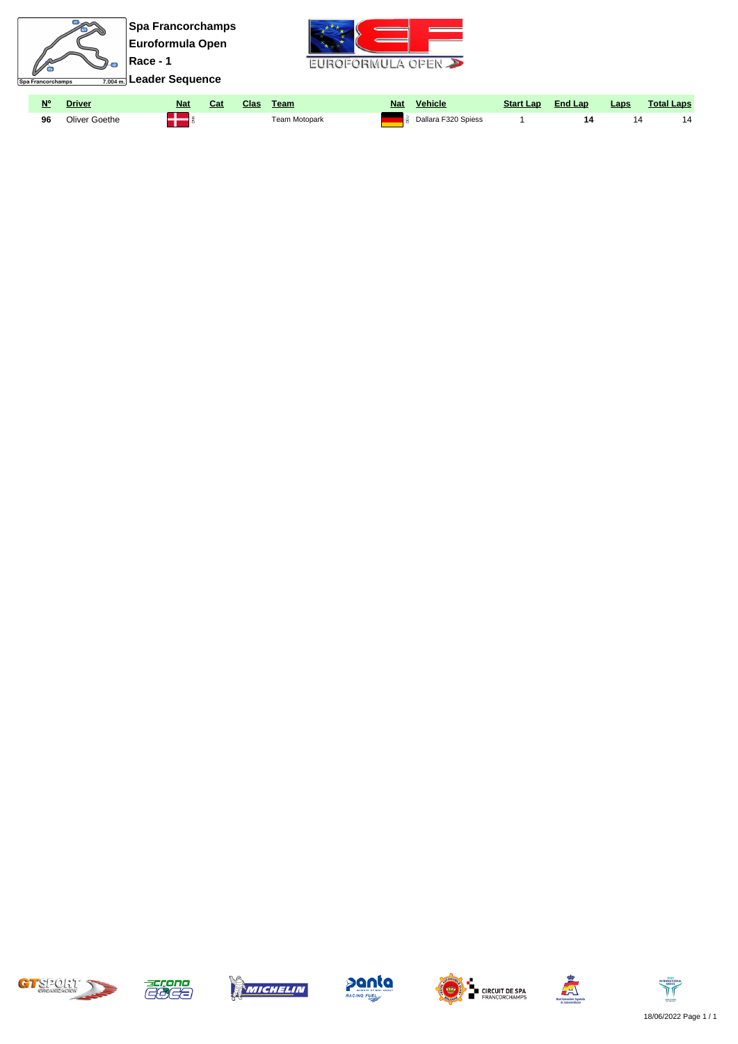Spa Francorchamps

7.004 m.

# Spa Francorchamps
## Euroformula Open
### Race - 1
### Leader Sequence

| Nº | Driver | Nat | Cat | Clas | Team | Nat | Vehicle | Start Lap | End Lap | Laps | Total Laps |
|---|---|---|---|---|---|---|---|---|---|---|---|
| **96** | Oliver Goethe | DNK | | | Team Motopark | DEU | Dallara F320 Spiess | 1 | **14** | 14 | 14 |

18/06/2022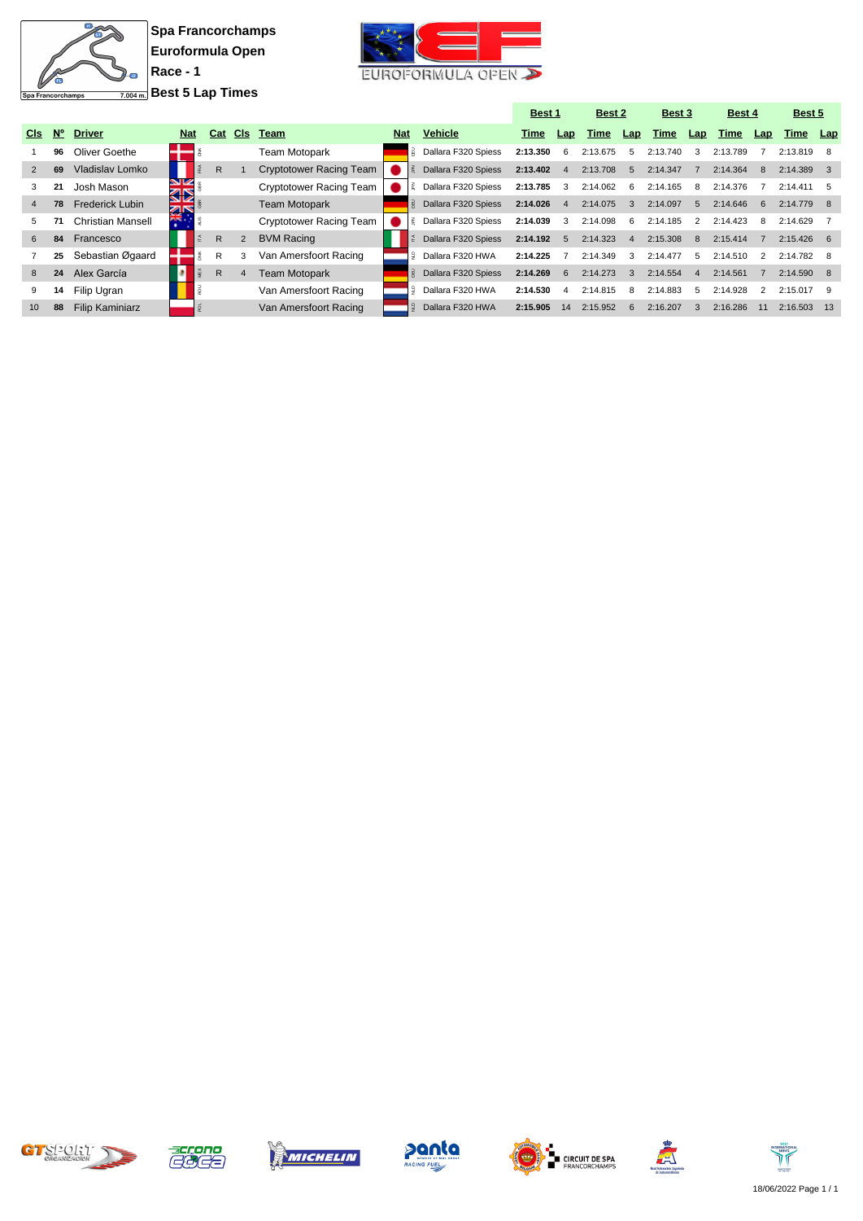# Spa Francorchamps

## Euroformula Open

## Race - 1

## Best 5 Lap Times

| | | | | | | | | | | Best 1 | | Best 2 | | Best 3 | | Best 4 | | Best 5 | |
|---|---|---|---|---|---|---|---|---|---|---|---|---|---|---|---|---|---|---|---|
| Cls | Nº | Driver | Nat | Cat | Cls | Team | Nat | Vehicle | | Time | Lap | Time | Lap | Time | Lap | Time | Lap | Time | Lap |
| 1 | 96 | Oliver Goethe | DNK | | | Team Motopark | DEU | Dallara F320 Spiess | | **2:13.350** | 6 | 2:13.675 | 5 | 2:13.740 | 3 | 2:13.789 | 7 | 2:13.819 | 8 |
| 2 | 69 | Vladislav Lomko | FRA | R | 1 | Cryptotower Racing Team | JPN | Dallara F320 Spiess | | **2:13.402** | 4 | 2:13.708 | 5 | 2:14.347 | 7 | 2:14.364 | 8 | 2:14.389 | 3 |
| 3 | 21 | Josh Mason | GBR | | | Cryptotower Racing Team | JPN | Dallara F320 Spiess | | **2:13.785** | 3 | 2:14.062 | 6 | 2:14.165 | 8 | 2:14.376 | 7 | 2:14.411 | 5 |
| 4 | 78 | Frederick Lubin | GBR | | | Team Motopark | DEU | Dallara F320 Spiess | | **2:14.026** | 4 | 2:14.075 | 3 | 2:14.097 | 5 | 2:14.646 | 6 | 2:14.779 | 8 |
| 5 | 71 | Christian Mansell | AUS | | | Cryptotower Racing Team | JPN | Dallara F320 Spiess | | **2:14.039** | 3 | 2:14.098 | 6 | 2:14.185 | 2 | 2:14.423 | 8 | 2:14.629 | 7 |
| 6 | 84 | Francesco | ITA | R | 2 | BVM Racing | ITA | Dallara F320 Spiess | | **2:14.192** | 5 | 2:14.323 | 4 | 2:15.308 | 8 | 2:15.414 | 7 | 2:15.426 | 6 |
| 7 | 25 | Sebastian Øgaard | DNK | R | 3 | Van Amersfoort Racing | NLD | Dallara F320 HWA | | **2:14.225** | 7 | 2:14.349 | 3 | 2:14.477 | 5 | 2:14.510 | 2 | 2:14.782 | 8 |
| 8 | 24 | Alex García | MEX | R | 4 | Team Motopark | DEU | Dallara F320 Spiess | | **2:14.269** | 6 | 2:14.273 | 3 | 2:14.554 | 4 | 2:14.561 | 7 | 2:14.590 | 8 |
| 9 | 14 | Filip Ugran | ROU | | | Van Amersfoort Racing | NLD | Dallara F320 HWA | | **2:14.530** | 4 | 2:14.815 | 8 | 2:14.883 | 5 | 2:14.928 | 2 | 2:15.017 | 9 |
| 10 | 88 | Filip Kaminiarz | POL | | | Van Amersfoort Racing | NLD | Dallara F320 HWA | | **2:15.905** | 14 | 2:15.952 | 6 | 2:16.207 | 3 | 2:16.286 | 11 | 2:16.503 | 13 |

18/06/2022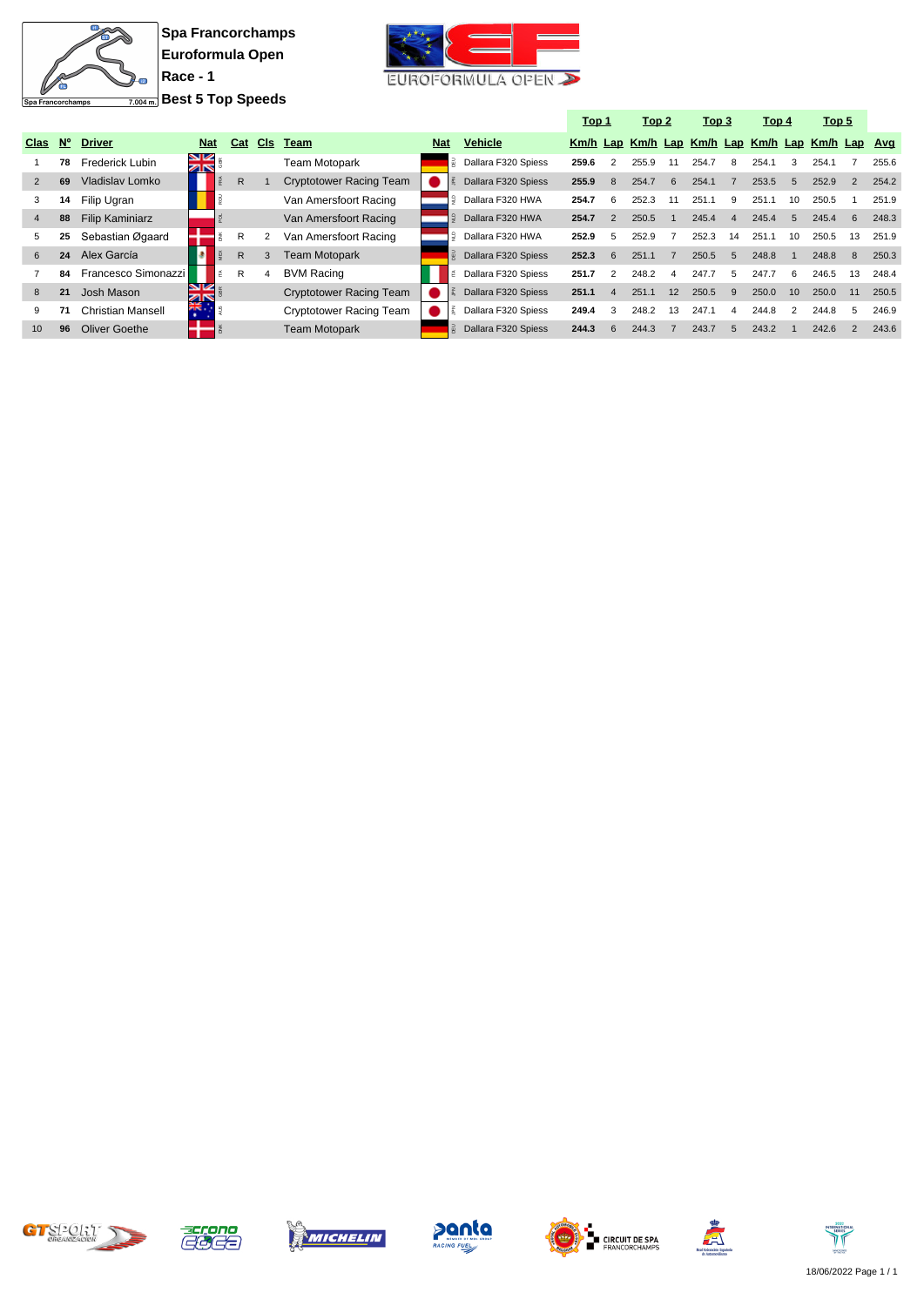**Spa Francorchamps**
**Euroformula Open**
**Race - 1**
**Best 5 Top Speeds**

Spa Francorchamps 7.004 m.

EUROFORMULA OPEN

| | | | | | | | | | | Top 1 | | Top 2 | | Top 3 | | Top 4 | | Top 5 | | |
|---|---|---|---|---|---|---|---|---|---|---|---|---|---|---|---|---|---|---|---|---|
| Clas | Nº | Driver | Nat | Cat | Cls | Team | Nat | Vehicle | | Km/h | Lap | Km/h | Lap | Km/h | Lap | Km/h | Lap | Km/h | Lap | Avg |
| 1 | 78 | Frederick Lubin | GBR | | | Team Motopark | DEU | Dallara F320 Spiess | | 259.6 | 2 | 255.9 | 11 | 254.7 | 8 | 254.1 | 3 | 254.1 | 7 | 255.6 |
| 2 | 69 | Vladislav Lomko | FRA | R | 1 | Cryptotower Racing Team | JPN | Dallara F320 Spiess | | 255.9 | 8 | 254.7 | 6 | 254.1 | 7 | 253.5 | 5 | 252.9 | 2 | 254.2 |
| 3 | 14 | Filip Ugran | ROU | | | Van Amersfoort Racing | NLD | Dallara F320 HWA | | 254.7 | 6 | 252.3 | 11 | 251.1 | 9 | 251.1 | 10 | 250.5 | 1 | 251.9 |
| 4 | 88 | Filip Kaminiarz | POL | | | Van Amersfoort Racing | NLD | Dallara F320 HWA | | 254.7 | 2 | 250.5 | 1 | 245.4 | 4 | 245.4 | 5 | 245.4 | 6 | 248.3 |
| 5 | 25 | Sebastian Øgaard | DNK | R | 2 | Van Amersfoort Racing | NLD | Dallara F320 HWA | | 252.9 | 5 | 252.9 | 7 | 252.3 | 14 | 251.1 | 10 | 250.5 | 13 | 251.9 |
| 6 | 24 | Alex García | MEX | R | 3 | Team Motopark | DEU | Dallara F320 Spiess | | 252.3 | 6 | 251.1 | 7 | 250.5 | 5 | 248.8 | 1 | 248.8 | 8 | 250.3 |
| 7 | 84 | Francesco Simonazzi | ITA | R | 4 | BVM Racing | ITA | Dallara F320 Spiess | | 251.7 | 2 | 248.2 | 4 | 247.7 | 5 | 247.7 | 6 | 246.5 | 13 | 248.4 |
| 8 | 21 | Josh Mason | GBR | | | Cryptotower Racing Team | JPN | Dallara F320 Spiess | | 251.1 | 4 | 251.1 | 12 | 250.5 | 9 | 250.0 | 10 | 250.0 | 11 | 250.5 |
| 9 | 71 | Christian Mansell | AUS | | | Cryptotower Racing Team | JPN | Dallara F320 Spiess | | 249.4 | 3 | 248.2 | 13 | 247.1 | 4 | 244.8 | 2 | 244.8 | 5 | 246.9 |
| 10 | 96 | Oliver Goethe | DNK | | | Team Motopark | DEU | Dallara F320 Spiess | | 244.3 | 6 | 244.3 | 7 | 243.7 | 5 | 243.2 | 1 | 242.6 | 2 | 243.6 |

18/06/2022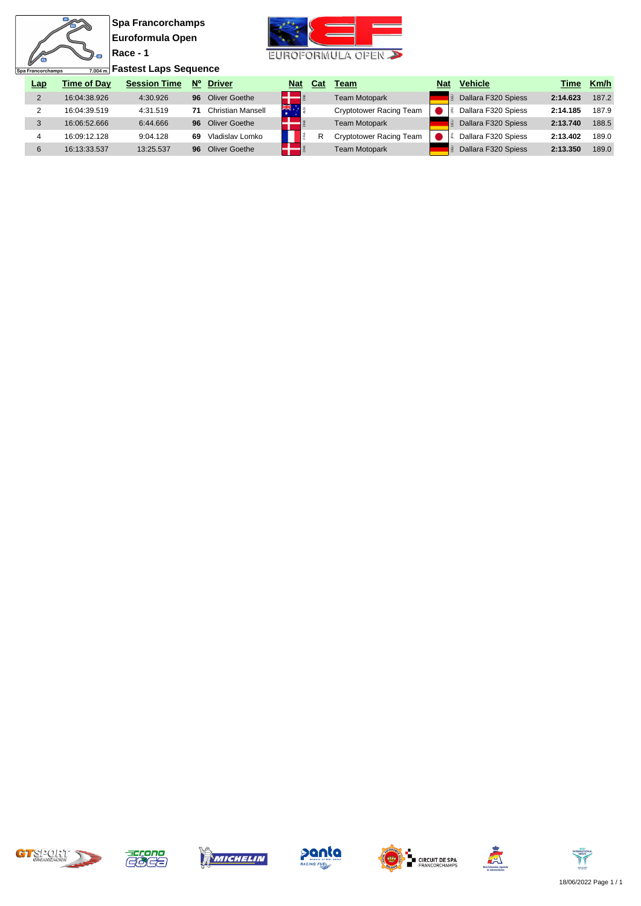Spa Francorchamps

7.004 m.

**Spa Francorchamps**
**Euroformula Open**
**Race - 1**
**Fastest Laps Sequence**

| Lap | Time of Day | Session Time | Nº | Driver | Nat | Cat | Team | Nat | Vehicle | Time | Km/h |
|---|---|---|---|---|---|---|---|---|---|---|---|
| 2 | 16:04:38.926 | 4:30.926 | **96** | Oliver Goethe | DNK | | Team Motopark | DEU | Dallara F320 Spiess | **2:14.623** | 187.2 |
| 2 | 16:04:39.519 | 4:31.519 | **71** | Christian Mansell | AUS | | Cryptotower Racing Team | JPN | Dallara F320 Spiess | **2:14.185** | 187.9 |
| 3 | 16:06:52.666 | 6:44.666 | **96** | Oliver Goethe | DNK | | Team Motopark | DEU | Dallara F320 Spiess | **2:13.740** | 188.5 |
| 4 | 16:09:12.128 | 9:04.128 | **69** | Vladislav Lomko | FRA | R | Cryptotower Racing Team | JPN | Dallara F320 Spiess | **2:13.402** | 189.0 |
| 6 | 16:13:33.537 | 13:25.537 | **96** | Oliver Goethe | DNK | | Team Motopark | DEU | Dallara F320 Spiess | **2:13.350** | 189.0 |

18/06/2022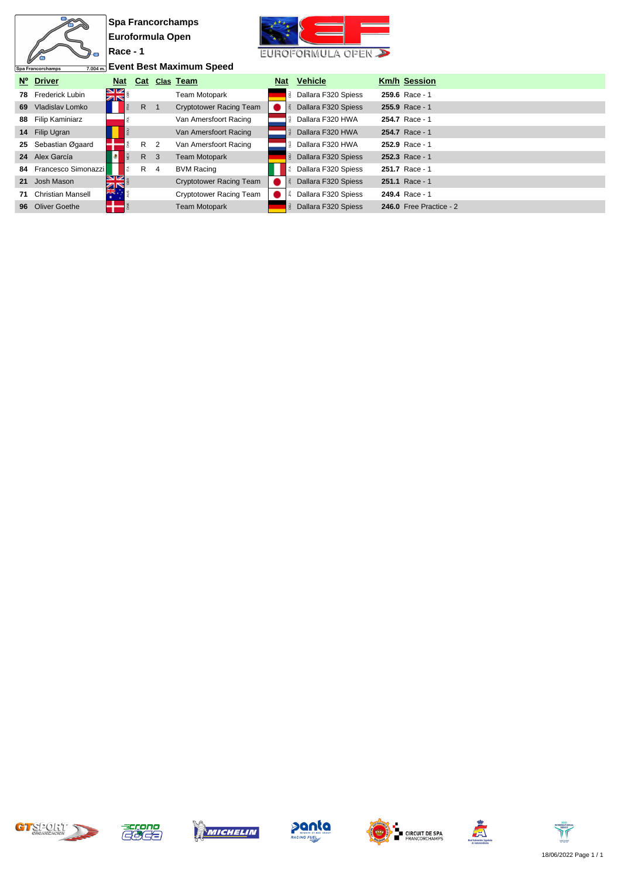**Spa Francorchamps**

**Euroformula Open**

**Race - 1**

**Event Best Maximum Speed**

Spa Francorchamps 7.004 m.

| Nº | Driver | Nat | Cat | Clas | Team | Nat | Vehicle | Km/h | Session |
|---|---|---|---|---|---|---|---|---|---|
| 78 | Frederick Lubin | GBR | | | Team Motopark | DEU | Dallara F320 Spiess | 259.6 | Race - 1 |
| 69 | Vladislav Lomko | FRA | R | 1 | Cryptotower Racing Team | JPN | Dallara F320 Spiess | 255.9 | Race - 1 |
| 88 | Filip Kaminiarz | POL | | | Van Amersfoort Racing | NLD | Dallara F320 HWA | 254.7 | Race - 1 |
| 14 | Filip Ugran | ROU | | | Van Amersfoort Racing | NLD | Dallara F320 HWA | 254.7 | Race - 1 |
| 25 | Sebastian Øgaard | DNK | R | 2 | Van Amersfoort Racing | NLD | Dallara F320 HWA | 252.9 | Race - 1 |
| 24 | Alex García | MEX | R | 3 | Team Motopark | DEU | Dallara F320 Spiess | 252.3 | Race - 1 |
| 84 | Francesco Simonazzi | ITA | R | 4 | BVM Racing | ITA | Dallara F320 Spiess | 251.7 | Race - 1 |
| 21 | Josh Mason | GBR | | | Cryptotower Racing Team | JPN | Dallara F320 Spiess | 251.1 | Race - 1 |
| 71 | Christian Mansell | AUS | | | Cryptotower Racing Team | JPN | Dallara F320 Spiess | 249.4 | Race - 1 |
| 96 | Oliver Goethe | DNK | | | Team Motopark | DEU | Dallara F320 Spiess | 246.0 | Free Practice - 2 |

18/06/2022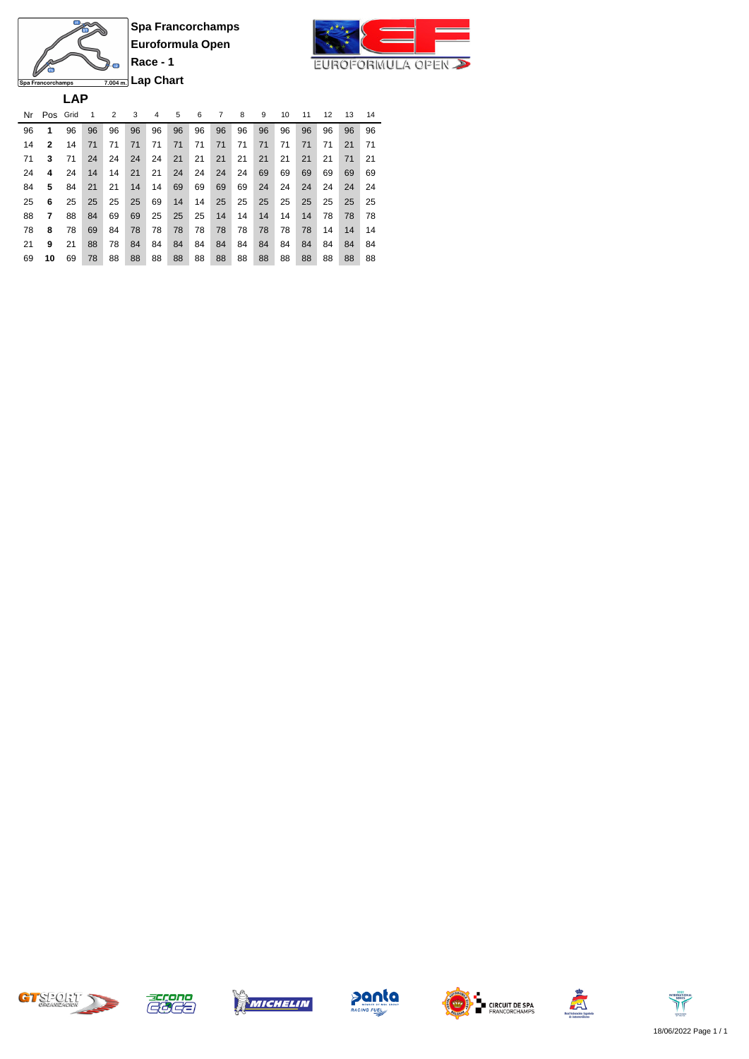**Spa Francorchamps**

**Euroformula Open**

**Race - 1**

**Lap Chart**

Spa Francorchamps 7.004 m.

EUROFORMULA OPEN

**LAP**

| Nr | Pos | Grid | 1 | 2 | 3 | 4 | 5 | 6 | 7 | 8 | 9 | 10 | 11 | 12 | 13 | 14 |
|---|---|---|---|---|---|---|---|---|---|---|---|---|---|---|---|---|
| 96 | **1** | 96 | 96 | 96 | 96 | 96 | 96 | 96 | 96 | 96 | 96 | 96 | 96 | 96 | 96 | 96 |
| 14 | **2** | 14 | 71 | 71 | 71 | 71 | 71 | 71 | 71 | 71 | 71 | 71 | 71 | 71 | 21 | 71 |
| 71 | **3** | 71 | 24 | 24 | 24 | 24 | 21 | 21 | 21 | 21 | 21 | 21 | 21 | 21 | 71 | 21 |
| 24 | **4** | 24 | 14 | 14 | 21 | 21 | 24 | 24 | 24 | 24 | 69 | 69 | 69 | 69 | 69 | 69 |
| 84 | **5** | 84 | 21 | 21 | 14 | 14 | 69 | 69 | 69 | 69 | 24 | 24 | 24 | 24 | 24 | 24 |
| 25 | **6** | 25 | 25 | 25 | 25 | 69 | 14 | 14 | 25 | 25 | 25 | 25 | 25 | 25 | 25 | 25 |
| 88 | **7** | 88 | 84 | 69 | 69 | 25 | 25 | 25 | 14 | 14 | 14 | 14 | 14 | 78 | 78 | 78 |
| 78 | **8** | 78 | 69 | 84 | 78 | 78 | 78 | 78 | 78 | 78 | 78 | 78 | 78 | 14 | 14 | 14 |
| 21 | **9** | 21 | 88 | 78 | 84 | 84 | 84 | 84 | 84 | 84 | 84 | 84 | 84 | 84 | 84 | 84 |
| 69 | **10** | 69 | 78 | 88 | 88 | 88 | 88 | 88 | 88 | 88 | 88 | 88 | 88 | 88 | 88 | 88 |

18/06/2022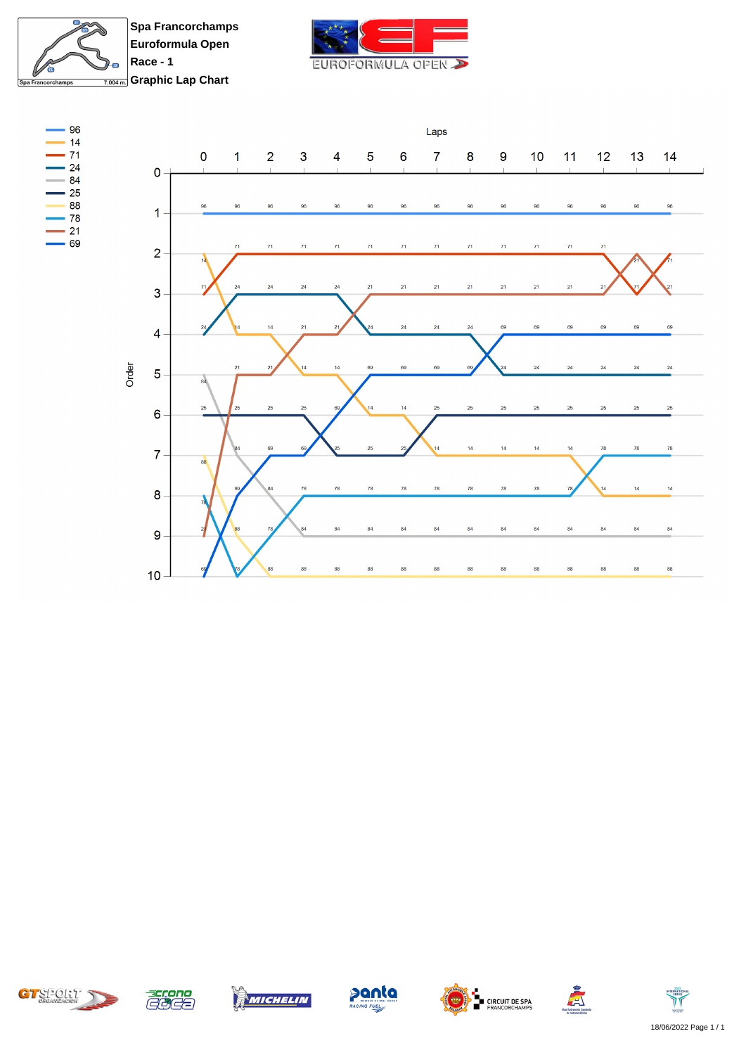Spa Francorchamps
Euroformula Open
Race - 1
Graphic Lap Chart

Legend: 96, 14, 71, 24, 84, 25, 88, 78, 21, 69

Laps

0 1 2 3 4 5 6 7 8 9 10 11 12 13 14

Order

0 1 2 3 4 5 6 7 8 9 10

18/06/2022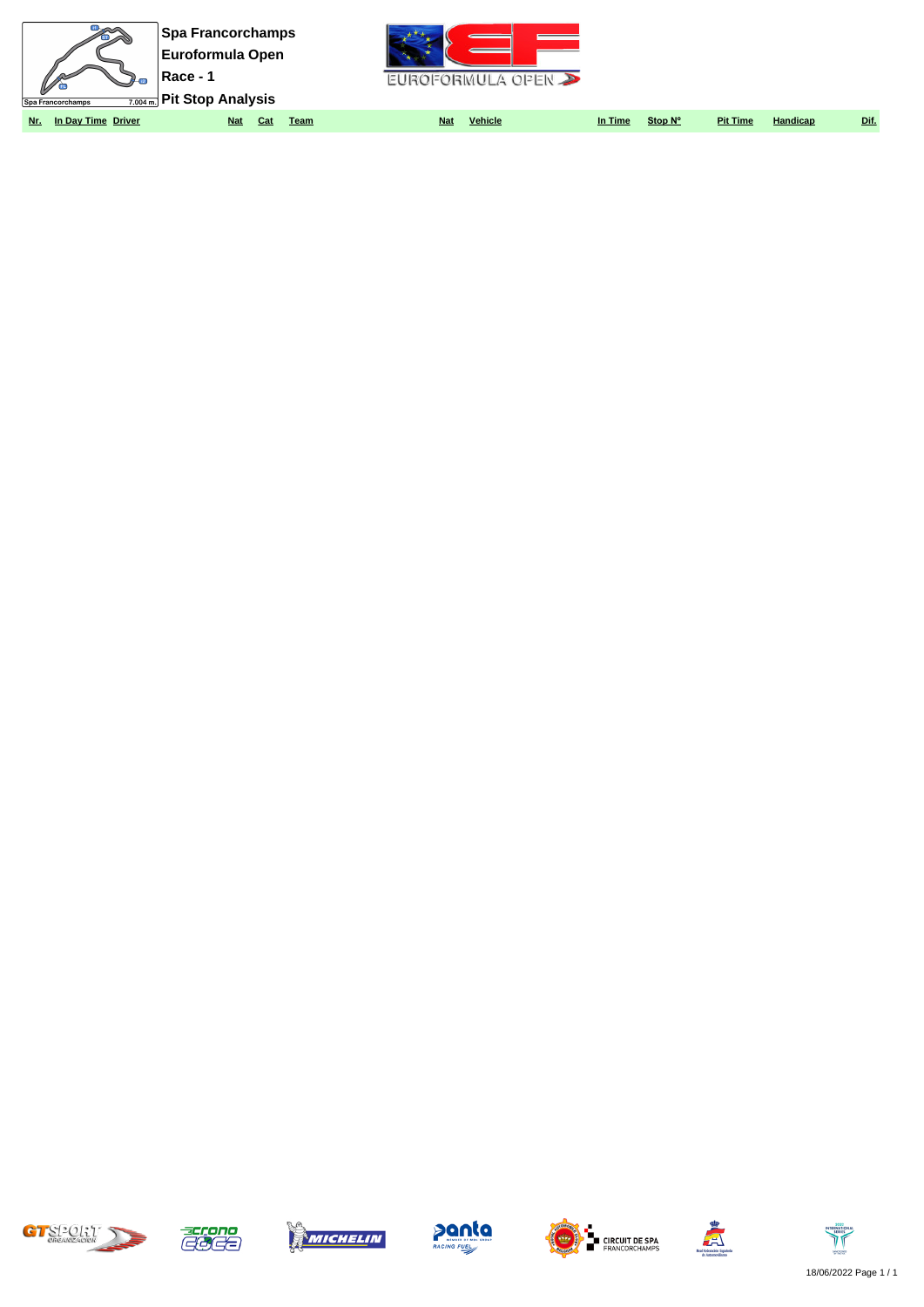**Spa Francorchamps**

**Euroformula Open**

**Race - 1**

**Pit Stop Analysis**

Spa Francorchamps 7.004 m.

| Nr. | In Day Time | Driver | Nat | Cat | Team | Nat | Vehicle | In Time | Stop Nº | Pit Time | Handicap | Dif. |
|---|---|---|---|---|---|---|---|---|---|---|---|---|

18/06/2022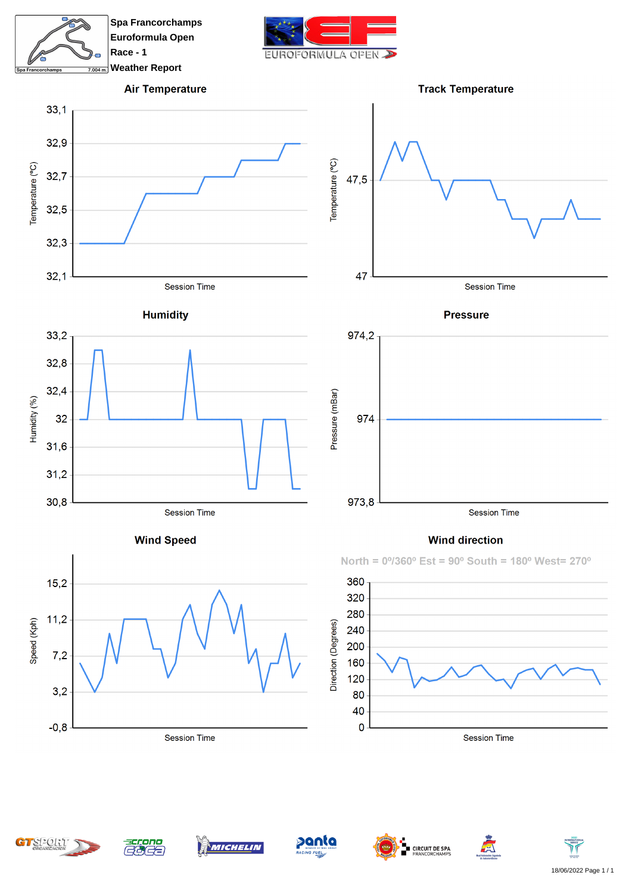Spa Francorchamps
Euroformula Open
Race - 1
Weather Report

EUROFORMULA OPEN

## Air Temperature

Temperature (°C)
33,1
32,9
32,7
32,5
32,3
32,1
Session Time

## Track Temperature

Temperature (°C)
47,5
47
Session Time

## Humidity

Humidity (%)
33,2
32,8
32,4
32
31,6
31,2
30,8
Session Time

## Pressure

Pressure (mBar)
974,2
974
973,8
Session Time

## Wind Speed

Speed (Kph)
15,2
11,2
7,2
3,2
-0,8
Session Time

## Wind direction

North = 0º/360º Est = 90º South = 180º West= 270º

Direction (Degrees)
360
320
280
240
200
160
120
80
40
0
Session Time

18/06/2022